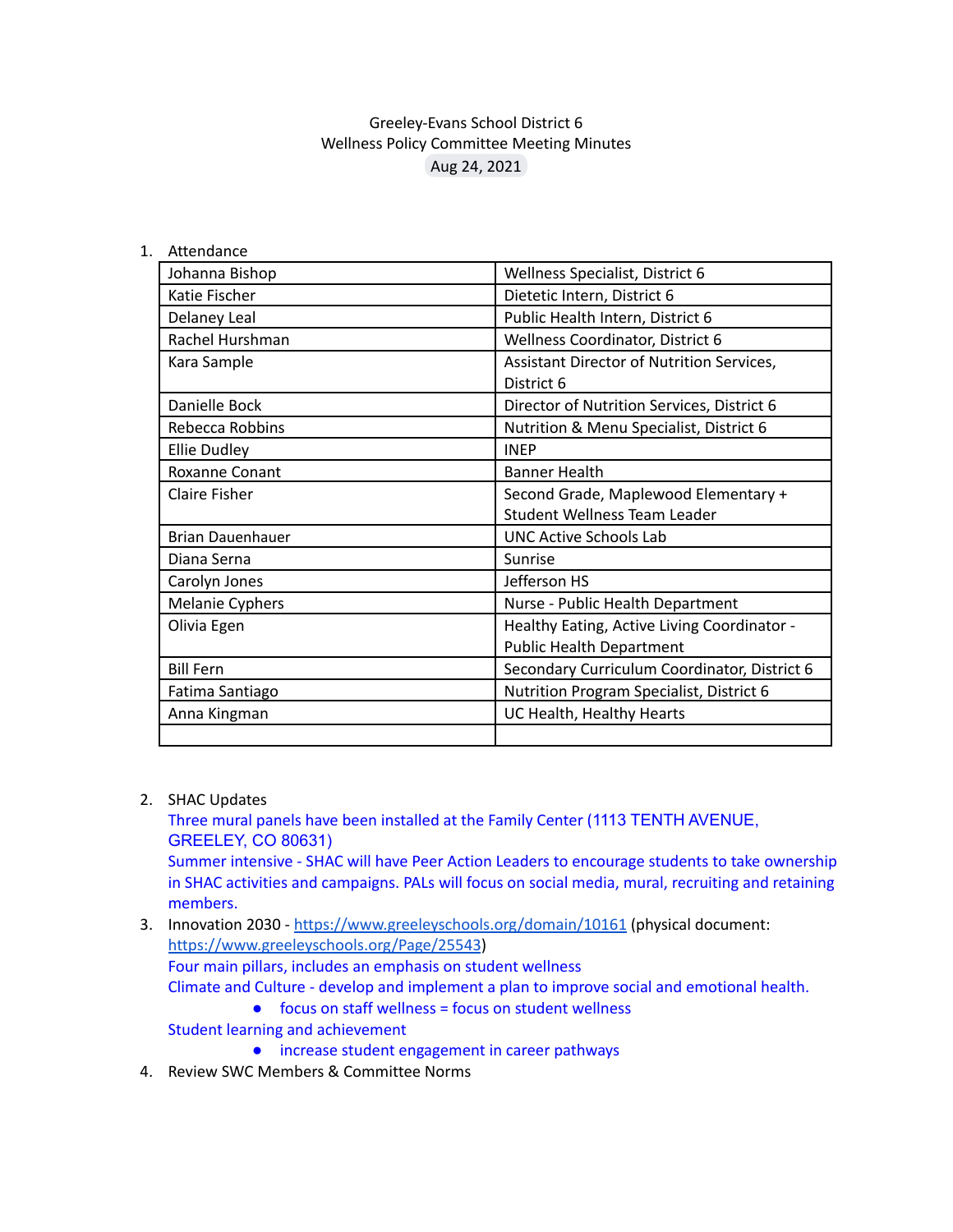Greeley-Evans School District 6
Wellness Policy Committee Meeting Minutes
Aug 24, 2021

1. Attendance

| | |
|---|---|
| Johanna Bishop | Wellness Specialist, District 6 |
| Katie Fischer | Dietetic Intern, District 6 |
| Delaney Leal | Public Health Intern, District 6 |
| Rachel Hurshman | Wellness Coordinator, District 6 |
| Kara Sample | Assistant Director of Nutrition Services, District 6 |
| Danielle Bock | Director of Nutrition Services, District 6 |
| Rebecca Robbins | Nutrition & Menu Specialist, District 6 |
| Ellie Dudley | INEP |
| Roxanne Conant | Banner Health |
| Claire Fisher | Second Grade, Maplewood Elementary + Student Wellness Team Leader |
| Brian Dauenhauer | UNC Active Schools Lab |
| Diana Serna | Sunrise |
| Carolyn Jones | Jefferson HS |
| Melanie Cyphers | Nurse - Public Health Department |
| Olivia Egen | Healthy Eating, Active Living Coordinator - Public Health Department |
| Bill Fern | Secondary Curriculum Coordinator, District 6 |
| Fatima Santiago | Nutrition Program Specialist, District 6 |
| Anna Kingman | UC Health, Healthy Hearts |
| | |

2. SHAC Updates
   Three mural panels have been installed at the Family Center (1113 TENTH AVENUE, GREELEY, CO 80631)
   Summer intensive - SHAC will have Peer Action Leaders to encourage students to take ownership in SHAC activities and campaigns. PALs will focus on social media, mural, recruiting and retaining members.
3. Innovation 2030 - https://www.greeleyschools.org/domain/10161 (physical document: https://www.greeleyschools.org/Page/25543)
   Four main pillars, includes an emphasis on student wellness
   Climate and Culture - develop and implement a plan to improve social and emotional health.
   - focus on staff wellness = focus on student wellness

   Student learning and achievement
   - increase student engagement in career pathways
4. Review SWC Members & Committee Norms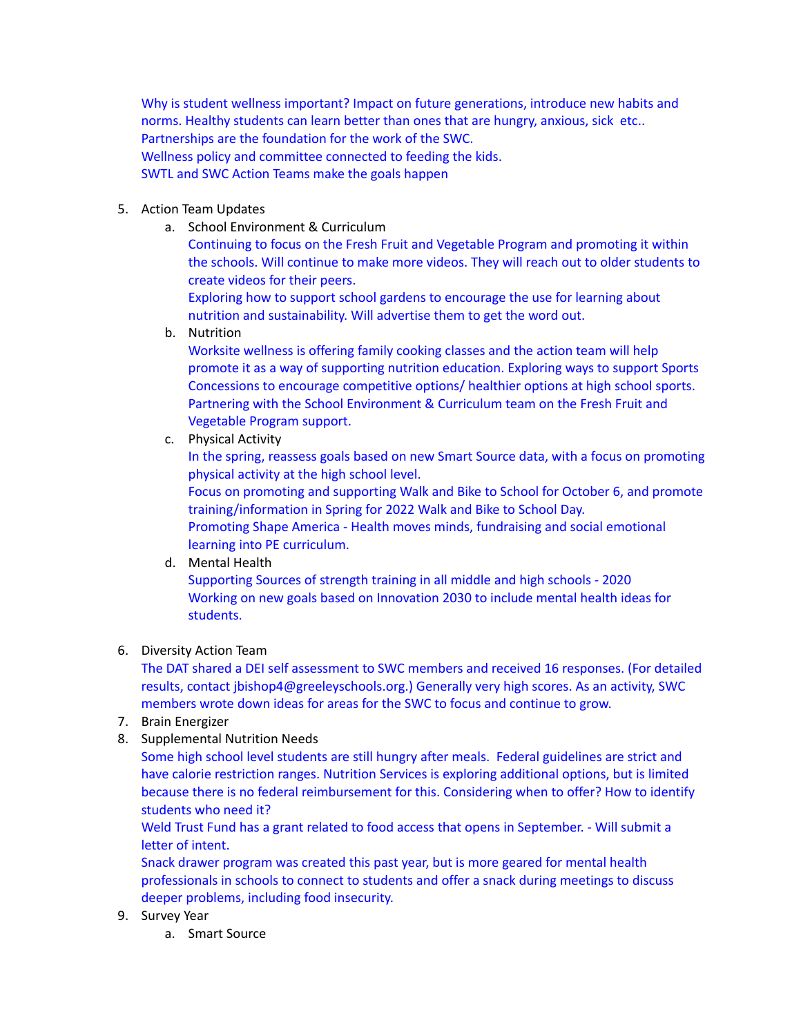Why is student wellness important? Impact on future generations, introduce new habits and norms. Healthy students can learn better than ones that are hungry, anxious, sick etc..
Partnerships are the foundation for the work of the SWC.
Wellness policy and committee connected to feeding the kids.
SWTL and SWC Action Teams make the goals happen

5. Action Team Updates
    a. School Environment & Curriculum
       Continuing to focus on the Fresh Fruit and Vegetable Program and promoting it within the schools. Will continue to make more videos. They will reach out to older students to create videos for their peers.
       Exploring how to support school gardens to encourage the use for learning about nutrition and sustainability. Will advertise them to get the word out.
    b. Nutrition
       Worksite wellness is offering family cooking classes and the action team will help promote it as a way of supporting nutrition education. Exploring ways to support Sports Concessions to encourage competitive options/ healthier options at high school sports. Partnering with the School Environment & Curriculum team on the Fresh Fruit and Vegetable Program support.
    c. Physical Activity
       In the spring, reassess goals based on new Smart Source data, with a focus on promoting physical activity at the high school level.
       Focus on promoting and supporting Walk and Bike to School for October 6, and promote training/information in Spring for 2022 Walk and Bike to School Day.
       Promoting Shape America - Health moves minds, fundraising and social emotional learning into PE curriculum.
    d. Mental Health
       Supporting Sources of strength training in all middle and high schools - 2020
       Working on new goals based on Innovation 2030 to include mental health ideas for students.

6. Diversity Action Team
   The DAT shared a DEI self assessment to SWC members and received 16 responses. (For detailed results, contact jbishop4@greeleyschools.org.) Generally very high scores. As an activity, SWC members wrote down ideas for areas for the SWC to focus and continue to grow.
7. Brain Energizer
8. Supplemental Nutrition Needs
   Some high school level students are still hungry after meals. Federal guidelines are strict and have calorie restriction ranges. Nutrition Services is exploring additional options, but is limited because there is no federal reimbursement for this. Considering when to offer? How to identify students who need it?
   Weld Trust Fund has a grant related to food access that opens in September. - Will submit a letter of intent.
   Snack drawer program was created this past year, but is more geared for mental health professionals in schools to connect to students and offer a snack during meetings to discuss deeper problems, including food insecurity.
9. Survey Year
    a. Smart Source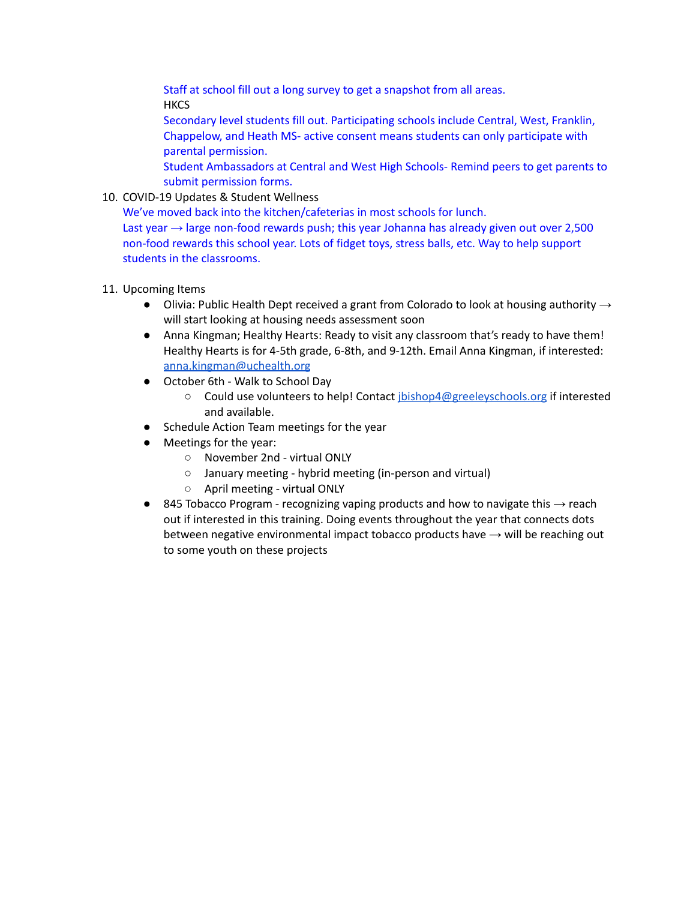Staff at school fill out a long survey to get a snapshot from all areas.
HKCS
Secondary level students fill out. Participating schools include Central, West, Franklin, Chappelow, and Heath MS- active consent means students can only participate with parental permission.
Student Ambassadors at Central and West High Schools- Remind peers to get parents to submit permission forms.

10. COVID-19 Updates & Student Wellness
    We've moved back into the kitchen/cafeterias in most schools for lunch.
    Last year → large non-food rewards push; this year Johanna has already given out over 2,500 non-food rewards this school year. Lots of fidget toys, stress balls, etc. Way to help support students in the classrooms.

11. Upcoming Items
    - Olivia: Public Health Dept received a grant from Colorado to look at housing authority → will start looking at housing needs assessment soon
    - Anna Kingman; Healthy Hearts: Ready to visit any classroom that's ready to have them! Healthy Hearts is for 4-5th grade, 6-8th, and 9-12th. Email Anna Kingman, if interested: anna.kingman@uchealth.org
    - October 6th - Walk to School Day
        - Could use volunteers to help! Contact jbishop4@greeleyschools.org if interested and available.
    - Schedule Action Team meetings for the year
    - Meetings for the year:
        - November 2nd - virtual ONLY
        - January meeting - hybrid meeting (in-person and virtual)
        - April meeting - virtual ONLY
    - 845 Tobacco Program - recognizing vaping products and how to navigate this → reach out if interested in this training. Doing events throughout the year that connects dots between negative environmental impact tobacco products have → will be reaching out to some youth on these projects